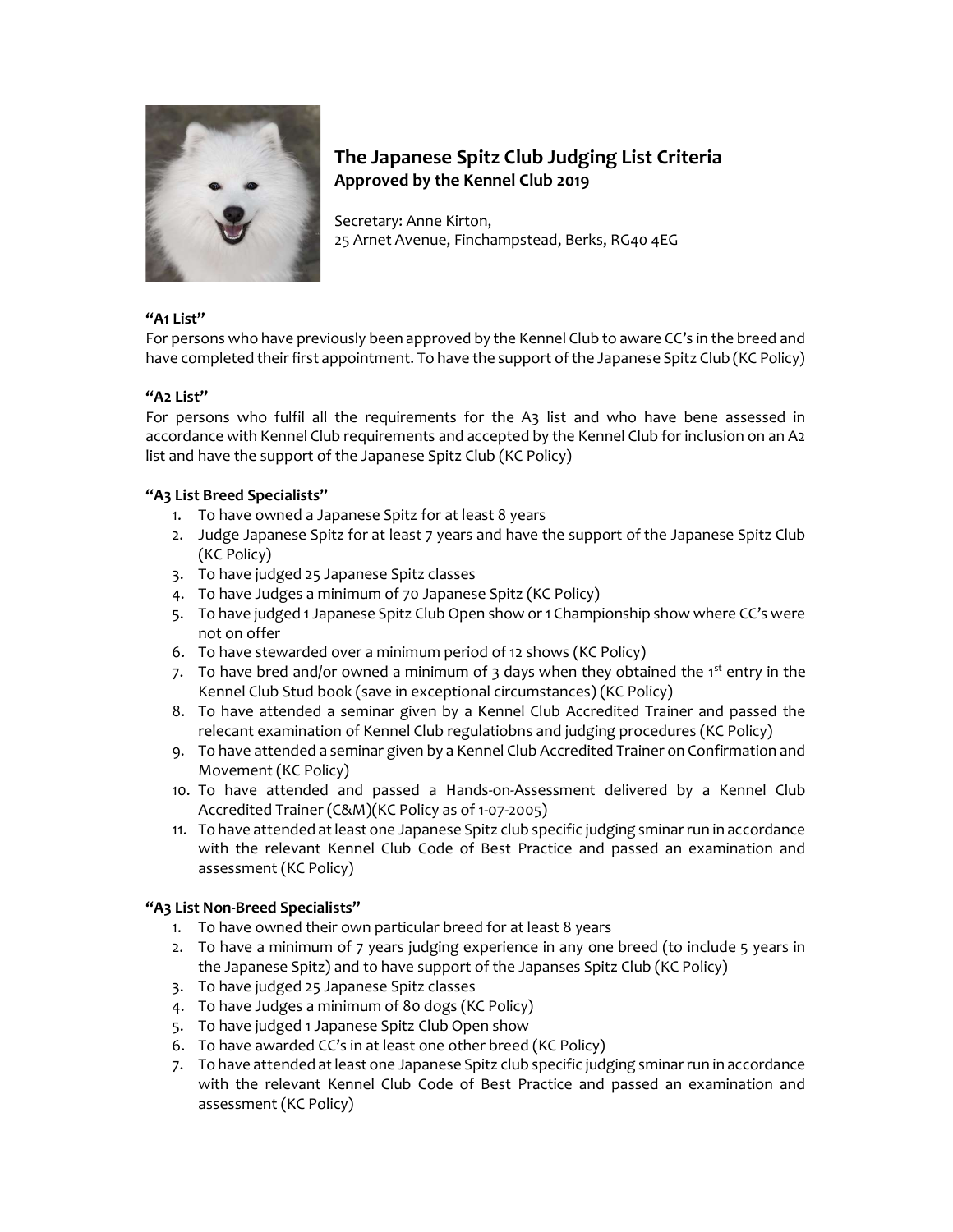# The Japanese Spitz Club Judging List Criteria

## Approved by the Kennel Club 2019

Secretary: Anne Kirton,
25 Arnet Avenue, Finchampstead, Berks, RG40 4EG

### "A1 List"

For persons who have previously been approved by the Kennel Club to aware CC's in the breed and have completed their first appointment. To have the support of the Japanese Spitz Club (KC Policy)

### "A2 List"

For persons who fulfil all the requirements for the A3 list and who have bene assessed in accordance with Kennel Club requirements and accepted by the Kennel Club for inclusion on an A2 list and have the support of the Japanese Spitz Club (KC Policy)

### "A3 List Breed Specialists"

1. To have owned a Japanese Spitz for at least 8 years
2. Judge Japanese Spitz for at least 7 years and have the support of the Japanese Spitz Club (KC Policy)
3. To have judged 25 Japanese Spitz classes
4. To have Judges a minimum of 70 Japanese Spitz (KC Policy)
5. To have judged 1 Japanese Spitz Club Open show or 1 Championship show where CC's were not on offer
6. To have stewarded over a minimum period of 12 shows (KC Policy)
7. To have bred and/or owned a minimum of 3 days when they obtained the 1st entry in the Kennel Club Stud book (save in exceptional circumstances) (KC Policy)
8. To have attended a seminar given by a Kennel Club Accredited Trainer and passed the relecant examination of Kennel Club regulatiobns and judging procedures (KC Policy)
9. To have attended a seminar given by a Kennel Club Accredited Trainer on Confirmation and Movement (KC Policy)
10. To have attended and passed a Hands-on-Assessment delivered by a Kennel Club Accredited Trainer (C&M)(KC Policy as of 1-07-2005)
11. To have attended at least one Japanese Spitz club specific judging sminar run in accordance with the relevant Kennel Club Code of Best Practice and passed an examination and assessment (KC Policy)

### "A3 List Non-Breed Specialists"

1. To have owned their own particular breed for at least 8 years
2. To have a minimum of 7 years judging experience in any one breed (to include 5 years in the Japanese Spitz) and to have support of the Japanses Spitz Club (KC Policy)
3. To have judged 25 Japanese Spitz classes
4. To have Judges a minimum of 80 dogs (KC Policy)
5. To have judged 1 Japanese Spitz Club Open show
6. To have awarded CC's in at least one other breed (KC Policy)
7. To have attended at least one Japanese Spitz club specific judging sminar run in accordance with the relevant Kennel Club Code of Best Practice and passed an examination and assessment (KC Policy)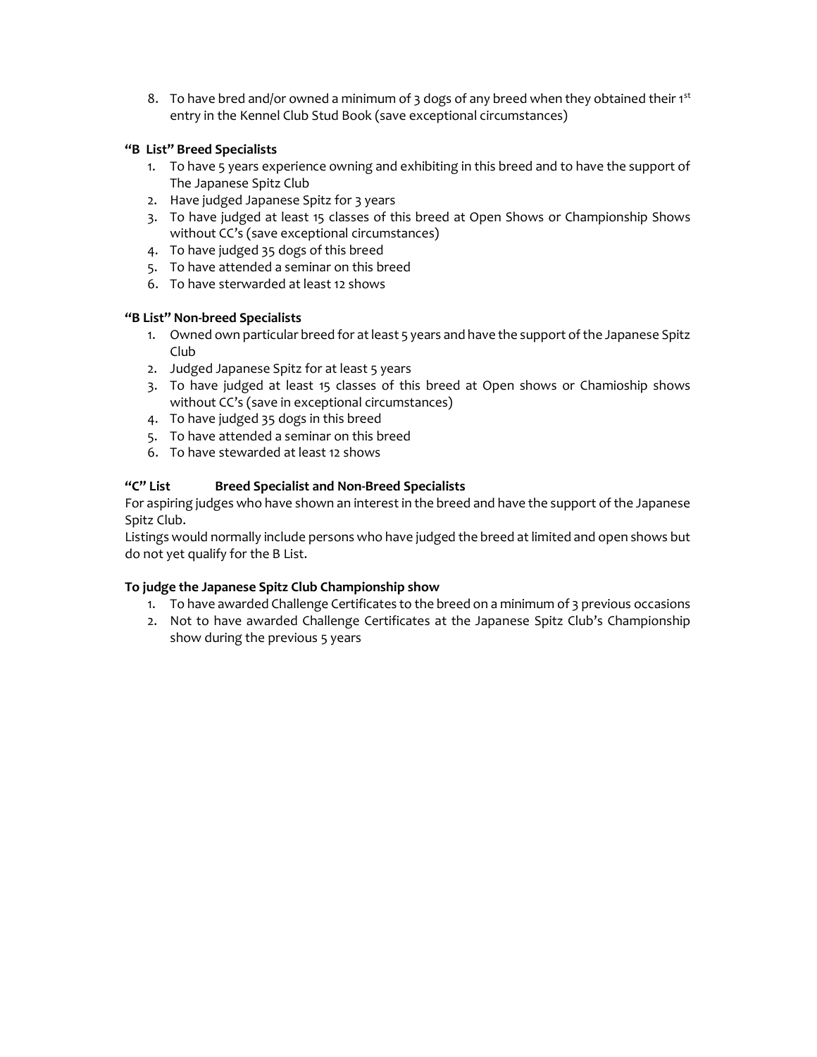8. To have bred and/or owned a minimum of 3 dogs of any breed when they obtained their 1st entry in the Kennel Club Stud Book (save exceptional circumstances)

**"B List" Breed Specialists**

1. To have 5 years experience owning and exhibiting in this breed and to have the support of The Japanese Spitz Club
2. Have judged Japanese Spitz for 3 years
3. To have judged at least 15 classes of this breed at Open Shows or Championship Shows without CC's (save exceptional circumstances)
4. To have judged 35 dogs of this breed
5. To have attended a seminar on this breed
6. To have sterwarded at least 12 shows

**"B List" Non-breed Specialists**

1. Owned own particular breed for at least 5 years and have the support of the Japanese Spitz Club
2. Judged Japanese Spitz for at least 5 years
3. To have judged at least 15 classes of this breed at Open shows or Chamioship shows without CC's (save in exceptional circumstances)
4. To have judged 35 dogs in this breed
5. To have attended a seminar on this breed
6. To have stewarded at least 12 shows

**"C" List Breed Specialist and Non-Breed Specialists**

For aspiring judges who have shown an interest in the breed and have the support of the Japanese Spitz Club.

Listings would normally include persons who have judged the breed at limited and open shows but do not yet qualify for the B List.

**To judge the Japanese Spitz Club Championship show**

1. To have awarded Challenge Certificates to the breed on a minimum of 3 previous occasions
2. Not to have awarded Challenge Certificates at the Japanese Spitz Club's Championship show during the previous 5 years